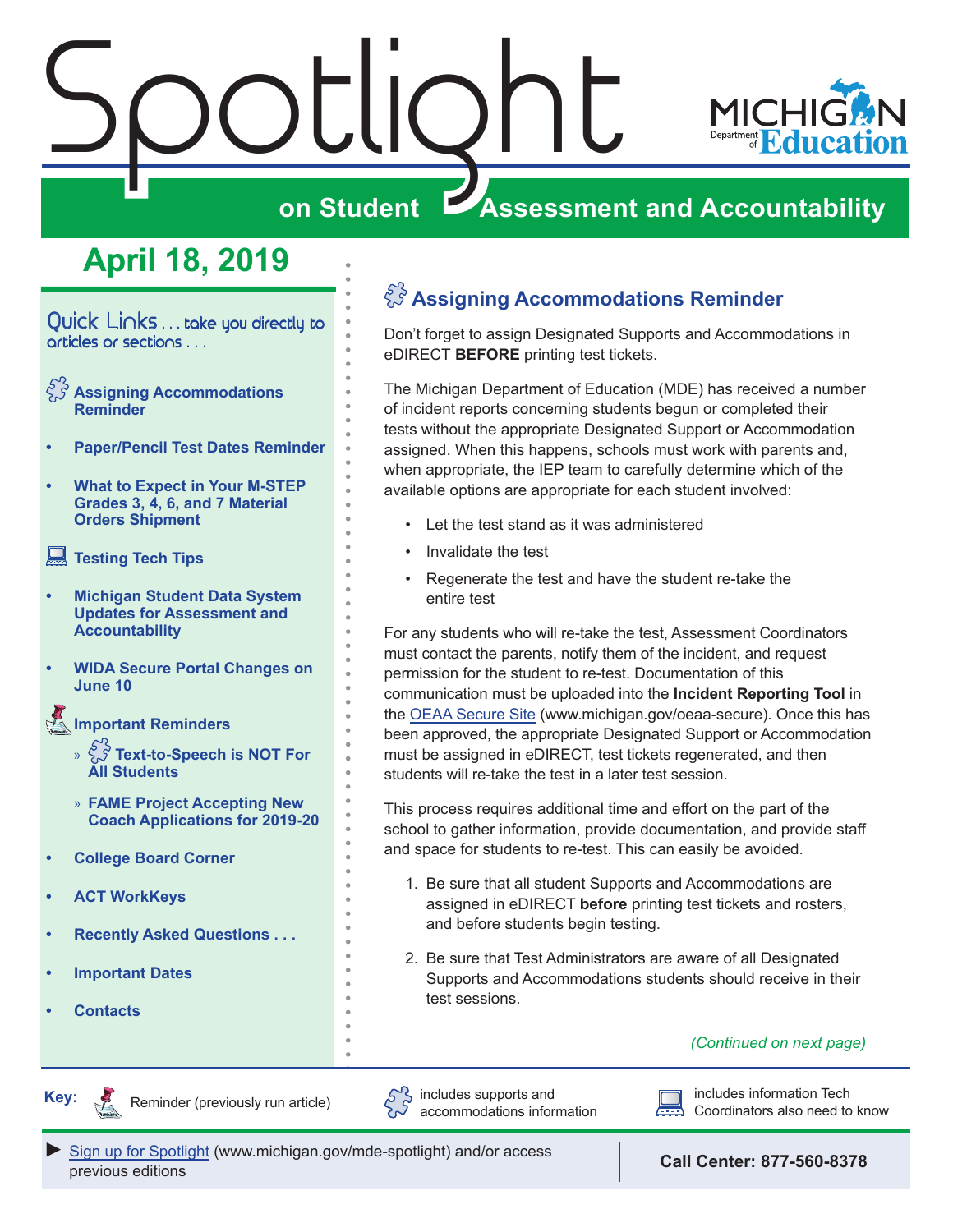# Spotlight on Student Assessment and Accountability

Michigan Department of Education

## April 18, 2019

**Quick Links** . . . take you directly to articles or sections . . .

- **Assigning Accommodations Reminder**
- **Paper/Pencil Test Dates Reminder**
- **What to Expect in Your M-STEP Grades 3, 4, 6, and 7 Material Orders Shipment**
- **Testing Tech Tips**
- **Michigan Student Data System Updates for Assessment and Accountability**
- **WIDA Secure Portal Changes on June 10**
- **Important Reminders**
  - » **Text-to-Speech is NOT For All Students**
  - » **FAME Project Accepting New Coach Applications for 2019-20**
- **College Board Corner**
- **ACT WorkKeys**
- **Recently Asked Questions . . .**
- **Important Dates**
- **Contacts**

## Assigning Accommodations Reminder

Don't forget to assign Designated Supports and Accommodations in eDIRECT **BEFORE** printing test tickets.

The Michigan Department of Education (MDE) has received a number of incident reports concerning students begun or completed their tests without the appropriate Designated Support or Accommodation assigned. When this happens, schools must work with parents and, when appropriate, the IEP team to carefully determine which of the available options are appropriate for each student involved:

- Let the test stand as it was administered
- Invalidate the test
- Regenerate the test and have the student re-take the entire test

For any students who will re-take the test, Assessment Coordinators must contact the parents, notify them of the incident, and request permission for the student to re-test. Documentation of this communication must be uploaded into the **Incident Reporting Tool** in the OEAA Secure Site (www.michigan.gov/oeaa-secure). Once this has been approved, the appropriate Designated Support or Accommodation must be assigned in eDIRECT, test tickets regenerated, and then students will re-take the test in a later test session.

This process requires additional time and effort on the part of the school to gather information, provide documentation, and provide staff and space for students to re-test. This can easily be avoided.

1. Be sure that all student Supports and Accommodations are assigned in eDIRECT **before** printing test tickets and rosters, and before students begin testing.
2. Be sure that Test Administrators are aware of all Designated Supports and Accommodations students should receive in their test sessions.

*(Continued on next page)*

**Key:** Reminder (previously run article) | includes supports and accommodations information | includes information Tech Coordinators also need to know

► Sign up for Spotlight (www.michigan.gov/mde-spotlight) and/or access previous editions

**Call Center: 877-560-8378**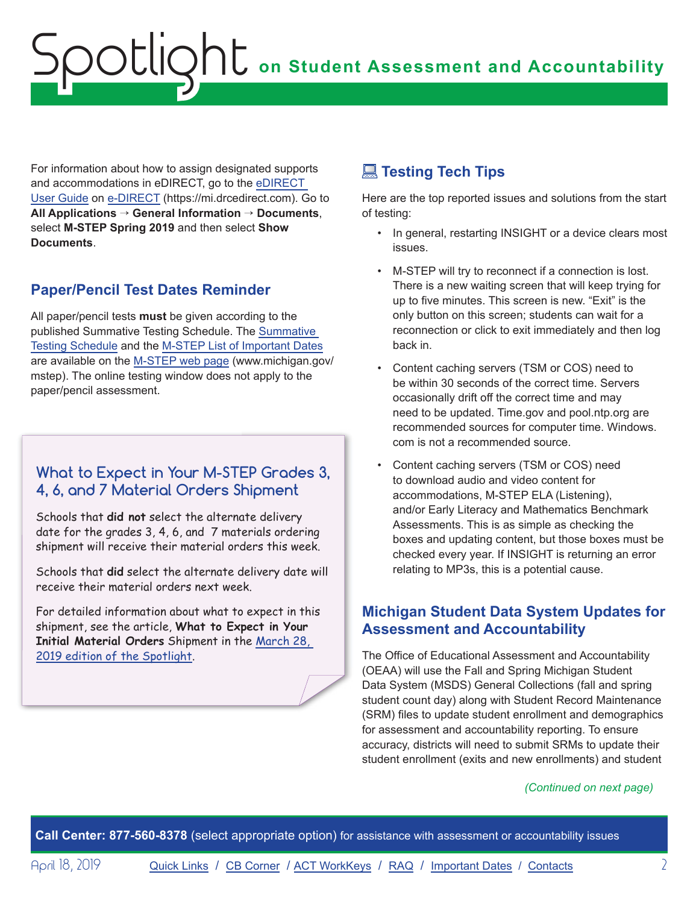For information about how to assign designated supports and accommodations in eDIRECT, go to the eDIRECT User Guide on e-DIRECT (https://mi.drcedirect.com). Go to **All Applications** → **General Information** → **Documents**, select **M-STEP Spring 2019** and then select **Show Documents**.

## Paper/Pencil Test Dates Reminder

All paper/pencil tests **must** be given according to the published Summative Testing Schedule. The Summative Testing Schedule and the M-STEP List of Important Dates are available on the M-STEP web page (www.michigan.gov/mstep). The online testing window does not apply to the paper/pencil assessment.

## What to Expect in Your M-STEP Grades 3, 4, 6, and 7 Material Orders Shipment

Schools that **did not** select the alternate delivery date for the grades 3, 4, 6, and 7 materials ordering shipment will receive their material orders this week.

Schools that **did** select the alternate delivery date will receive their material orders next week.

For detailed information about what to expect in this shipment, see the article, **What to Expect in Your Initial Material Orders** Shipment in the March 28, 2019 edition of the Spotlight.

## Testing Tech Tips

Here are the top reported issues and solutions from the start of testing:

- In general, restarting INSIGHT or a device clears most issues.
- M-STEP will try to reconnect if a connection is lost. There is a new waiting screen that will keep trying for up to five minutes. This screen is new. "Exit" is the only button on this screen; students can wait for a reconnection or click to exit immediately and then log back in.
- Content caching servers (TSM or COS) need to be within 30 seconds of the correct time. Servers occasionally drift off the correct time and may need to be updated. Time.gov and pool.ntp.org are recommended sources for computer time. Windows.com is not a recommended source.
- Content caching servers (TSM or COS) need to download audio and video content for accommodations, M-STEP ELA (Listening), and/or Early Literacy and Mathematics Benchmark Assessments. This is as simple as checking the boxes and updating content, but those boxes must be checked every year. If INSIGHT is returning an error relating to MP3s, this is a potential cause.

## Michigan Student Data System Updates for Assessment and Accountability

The Office of Educational Assessment and Accountability (OEAA) will use the Fall and Spring Michigan Student Data System (MSDS) General Collections (fall and spring student count day) along with Student Record Maintenance (SRM) files to update student enrollment and demographics for assessment and accountability reporting. To ensure accuracy, districts will need to submit SRMs to update their student enrollment (exits and new enrollments) and student

*(Continued on next page)*

**Call Center: 877-560-8378** (select appropriate option) for assistance with assessment or accountability issues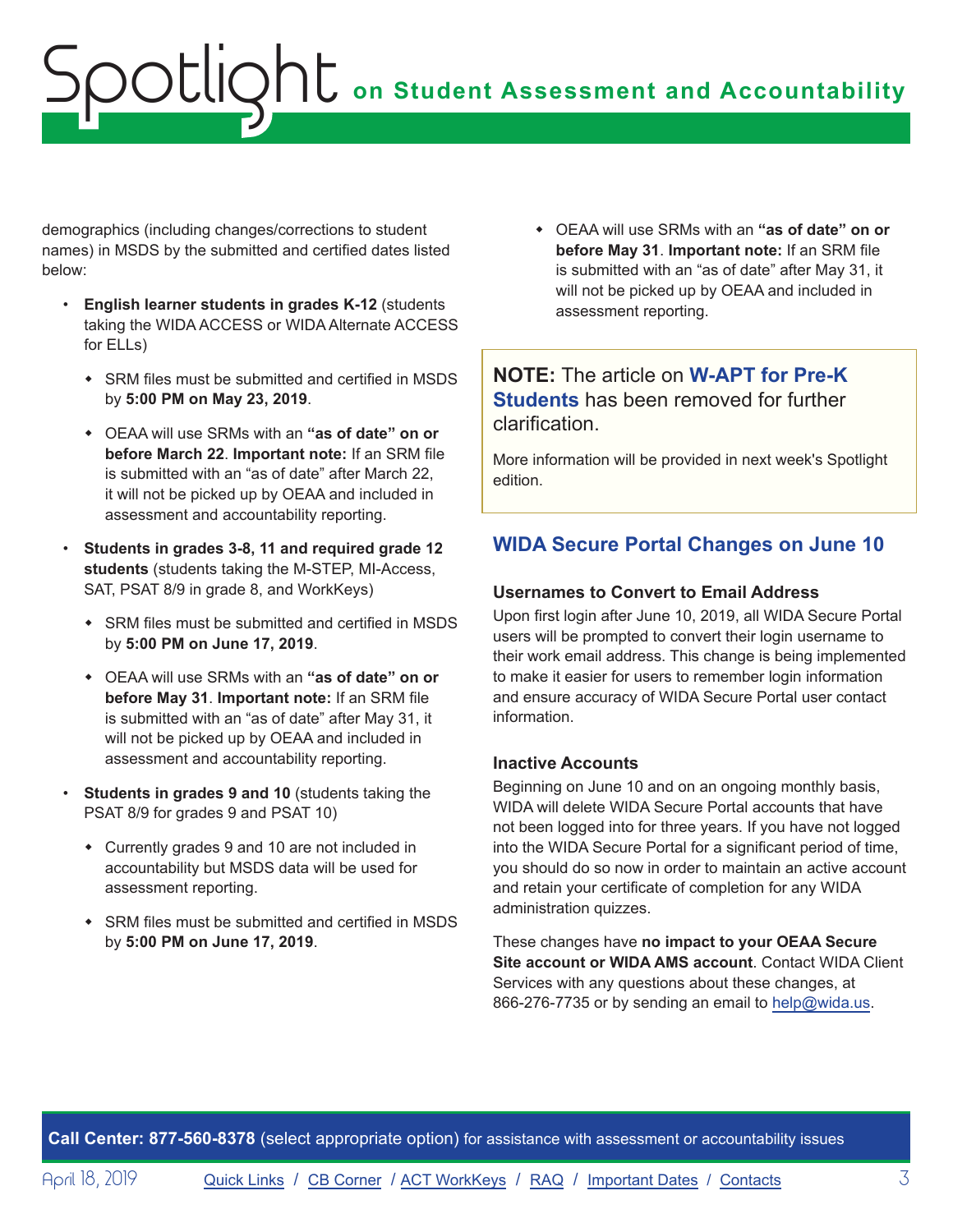demographics (including changes/corrections to student names) in MSDS by the submitted and certified dates listed below:

- **English learner students in grades K-12** (students taking the WIDA ACCESS or WIDA Alternate ACCESS for ELLs)
  - SRM files must be submitted and certified in MSDS by **5:00 PM on May 23, 2019**.
  - OEAA will use SRMs with an **"as of date" on or before March 22**. **Important note:** If an SRM file is submitted with an "as of date" after March 22, it will not be picked up by OEAA and included in assessment and accountability reporting.
- **Students in grades 3-8, 11 and required grade 12 students** (students taking the M-STEP, MI-Access, SAT, PSAT 8/9 in grade 8, and WorkKeys)
  - SRM files must be submitted and certified in MSDS by **5:00 PM on June 17, 2019**.
  - OEAA will use SRMs with an **"as of date" on or before May 31**. **Important note:** If an SRM file is submitted with an "as of date" after May 31, it will not be picked up by OEAA and included in assessment and accountability reporting.
- **Students in grades 9 and 10** (students taking the PSAT 8/9 for grades 9 and PSAT 10)
  - Currently grades 9 and 10 are not included in accountability but MSDS data will be used for assessment reporting.
  - SRM files must be submitted and certified in MSDS by **5:00 PM on June 17, 2019**.
  - OEAA will use SRMs with an **"as of date" on or before May 31**. **Important note:** If an SRM file is submitted with an "as of date" after May 31, it will not be picked up by OEAA and included in assessment reporting.

**NOTE:** The article on **W-APT for Pre-K Students** has been removed for further clarification.

More information will be provided in next week's Spotlight edition.

## WIDA Secure Portal Changes on June 10

### Usernames to Convert to Email Address

Upon first login after June 10, 2019, all WIDA Secure Portal users will be prompted to convert their login username to their work email address. This change is being implemented to make it easier for users to remember login information and ensure accuracy of WIDA Secure Portal user contact information.

### Inactive Accounts

Beginning on June 10 and on an ongoing monthly basis, WIDA will delete WIDA Secure Portal accounts that have not been logged into for three years. If you have not logged into the WIDA Secure Portal for a significant period of time, you should do so now in order to maintain an active account and retain your certificate of completion for any WIDA administration quizzes.

These changes have **no impact to your OEAA Secure Site account or WIDA AMS account**. Contact WIDA Client Services with any questions about these changes, at 866-276-7735 or by sending an email to help@wida.us.

**Call Center: 877-560-8378** (select appropriate option) for assistance with assessment or accountability issues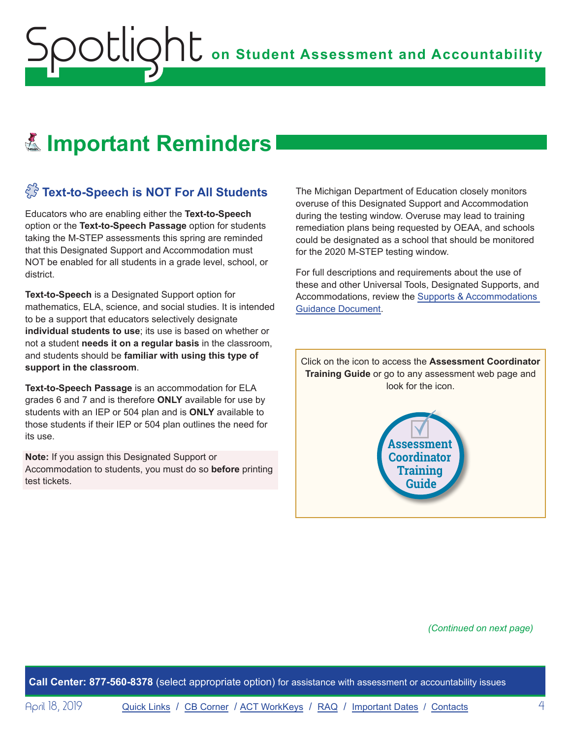# Important Reminders

## Text-to-Speech is NOT For All Students

Educators who are enabling either the **Text-to-Speech** option or the **Text-to-Speech Passage** option for students taking the M-STEP assessments this spring are reminded that this Designated Support and Accommodation must NOT be enabled for all students in a grade level, school, or district.

**Text-to-Speech** is a Designated Support option for mathematics, ELA, science, and social studies. It is intended to be a support that educators selectively designate **individual students to use**; its use is based on whether or not a student **needs it on a regular basis** in the classroom, and students should be **familiar with using this type of support in the classroom**.

**Text-to-Speech Passage** is an accommodation for ELA grades 6 and 7 and is therefore **ONLY** available for use by students with an IEP or 504 plan and is **ONLY** available to those students if their IEP or 504 plan outlines the need for its use.

**Note:** If you assign this Designated Support or Accommodation to students, you must do so **before** printing test tickets.

The Michigan Department of Education closely monitors overuse of this Designated Support and Accommodation during the testing window. Overuse may lead to training remediation plans being requested by OEAA, and schools could be designated as a school that should be monitored for the 2020 M-STEP testing window.

For full descriptions and requirements about the use of these and other Universal Tools, Designated Supports, and Accommodations, review the Supports & Accommodations Guidance Document.

Click on the icon to access the **Assessment Coordinator Training Guide** or go to any assessment web page and look for the icon.

Assessment Coordinator Training Guide

*(Continued on next page)*

**Call Center: 877-560-8378** (select appropriate option) for assistance with assessment or accountability issues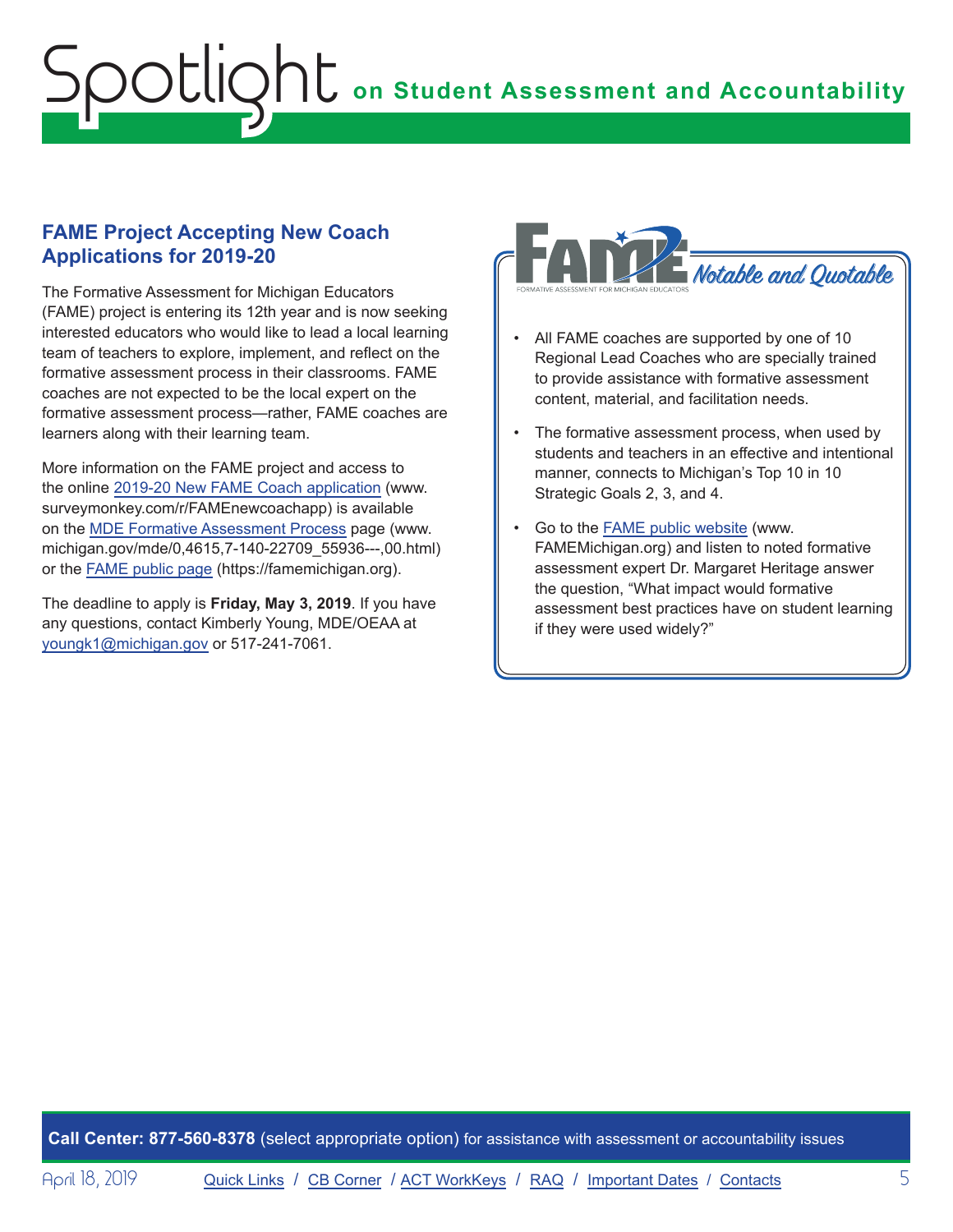## FAME Project Accepting New Coach Applications for 2019-20

The Formative Assessment for Michigan Educators (FAME) project is entering its 12th year and is now seeking interested educators who would like to lead a local learning team of teachers to explore, implement, and reflect on the formative assessment process in their classrooms. FAME coaches are not expected to be the local expert on the formative assessment process—rather, FAME coaches are learners along with their learning team.

More information on the FAME project and access to the online 2019-20 New FAME Coach application (www.surveymonkey.com/r/FAMEnewcoachapp) is available on the MDE Formative Assessment Process page (www.michigan.gov/mde/0,4615,7-140-22709_55936---,00.html) or the FAME public page (https://famemichigan.org).

The deadline to apply is **Friday, May 3, 2019**. If you have any questions, contact Kimberly Young, MDE/OEAA at youngk1@michigan.gov or 517-241-7061.

### FAME Notable and Quotable

FORMATIVE ASSESSMENT FOR MICHIGAN EDUCATORS

- All FAME coaches are supported by one of 10 Regional Lead Coaches who are specially trained to provide assistance with formative assessment content, material, and facilitation needs.
- The formative assessment process, when used by students and teachers in an effective and intentional manner, connects to Michigan's Top 10 in 10 Strategic Goals 2, 3, and 4.
- Go to the FAME public website (www.FAMEMichigan.org) and listen to noted formative assessment expert Dr. Margaret Heritage answer the question, "What impact would formative assessment best practices have on student learning if they were used widely?"

**Call Center: 877-560-8378** (select appropriate option) for assistance with assessment or accountability issues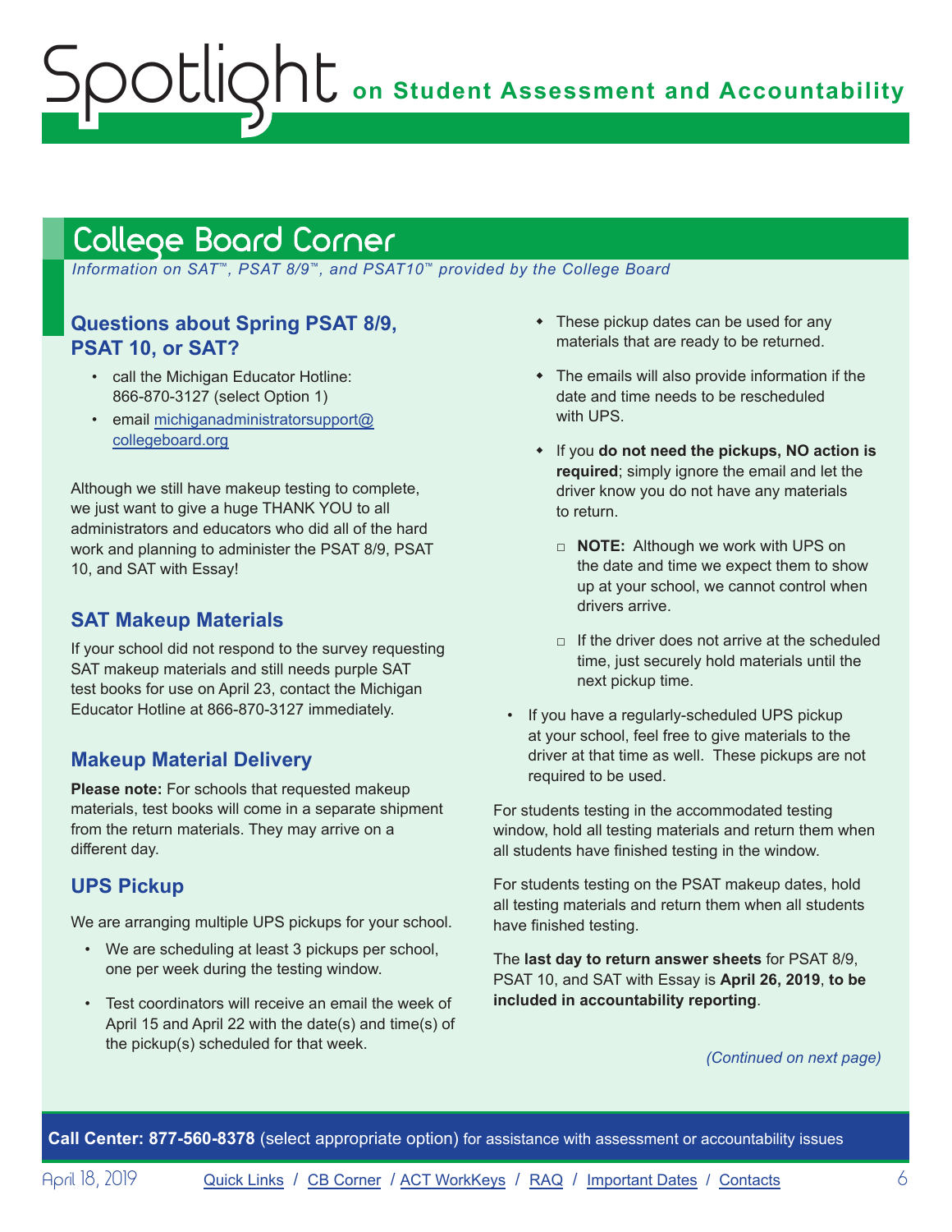## College Board Corner

*Information on SAT™, PSAT 8/9™, and PSAT10™ provided by the College Board*

### Questions about Spring PSAT 8/9, PSAT 10, or SAT?

- call the Michigan Educator Hotline: 866-870-3127 (select Option 1)
- email michiganadministratorsupport@collegeboard.org

Although we still have makeup testing to complete, we just want to give a huge THANK YOU to all administrators and educators who did all of the hard work and planning to administer the PSAT 8/9, PSAT 10, and SAT with Essay!

### SAT Makeup Materials

If your school did not respond to the survey requesting SAT makeup materials and still needs purple SAT test books for use on April 23, contact the Michigan Educator Hotline at 866-870-3127 immediately.

### Makeup Material Delivery

**Please note:** For schools that requested makeup materials, test books will come in a separate shipment from the return materials. They may arrive on a different day.

### UPS Pickup

We are arranging multiple UPS pickups for your school.

- We are scheduling at least 3 pickups per school, one per week during the testing window.
- Test coordinators will receive an email the week of April 15 and April 22 with the date(s) and time(s) of the pickup(s) scheduled for that week.
  - These pickup dates can be used for any materials that are ready to be returned.
  - The emails will also provide information if the date and time needs to be rescheduled with UPS.
  - If you **do not need the pickups, NO action is required**; simply ignore the email and let the driver know you do not have any materials to return.
    - **NOTE:** Although we work with UPS on the date and time we expect them to show up at your school, we cannot control when drivers arrive.
    - If the driver does not arrive at the scheduled time, just securely hold materials until the next pickup time.
- If you have a regularly-scheduled UPS pickup at your school, feel free to give materials to the driver at that time as well. These pickups are not required to be used.

For students testing in the accommodated testing window, hold all testing materials and return them when all students have finished testing in the window.

For students testing on the PSAT makeup dates, hold all testing materials and return them when all students have finished testing.

The **last day to return answer sheets** for PSAT 8/9, PSAT 10, and SAT with Essay is **April 26, 2019**, **to be included in accountability reporting**.

*(Continued on next page)*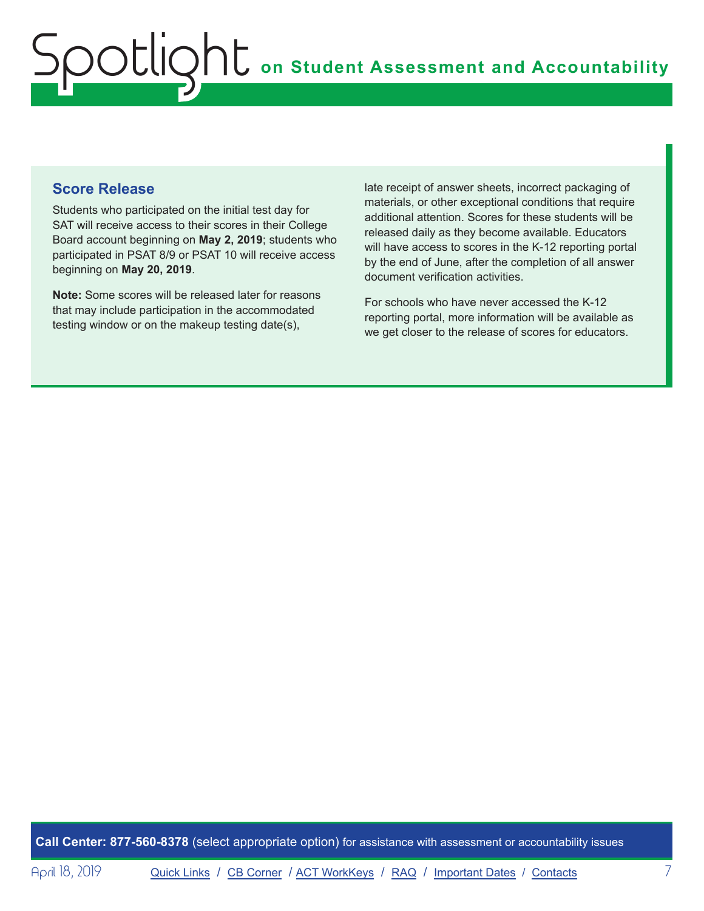## Score Release

Students who participated on the initial test day for SAT will receive access to their scores in their College Board account beginning on **May 2, 2019**; students who participated in PSAT 8/9 or PSAT 10 will receive access beginning on **May 20, 2019**.

**Note:** Some scores will be released later for reasons that may include participation in the accommodated testing window or on the makeup testing date(s), late receipt of answer sheets, incorrect packaging of materials, or other exceptional conditions that require additional attention. Scores for these students will be released daily as they become available. Educators will have access to scores in the K-12 reporting portal by the end of June, after the completion of all answer document verification activities.

For schools who have never accessed the K-12 reporting portal, more information will be available as we get closer to the release of scores for educators.

**Call Center: 877-560-8378** (select appropriate option) for assistance with assessment or accountability issues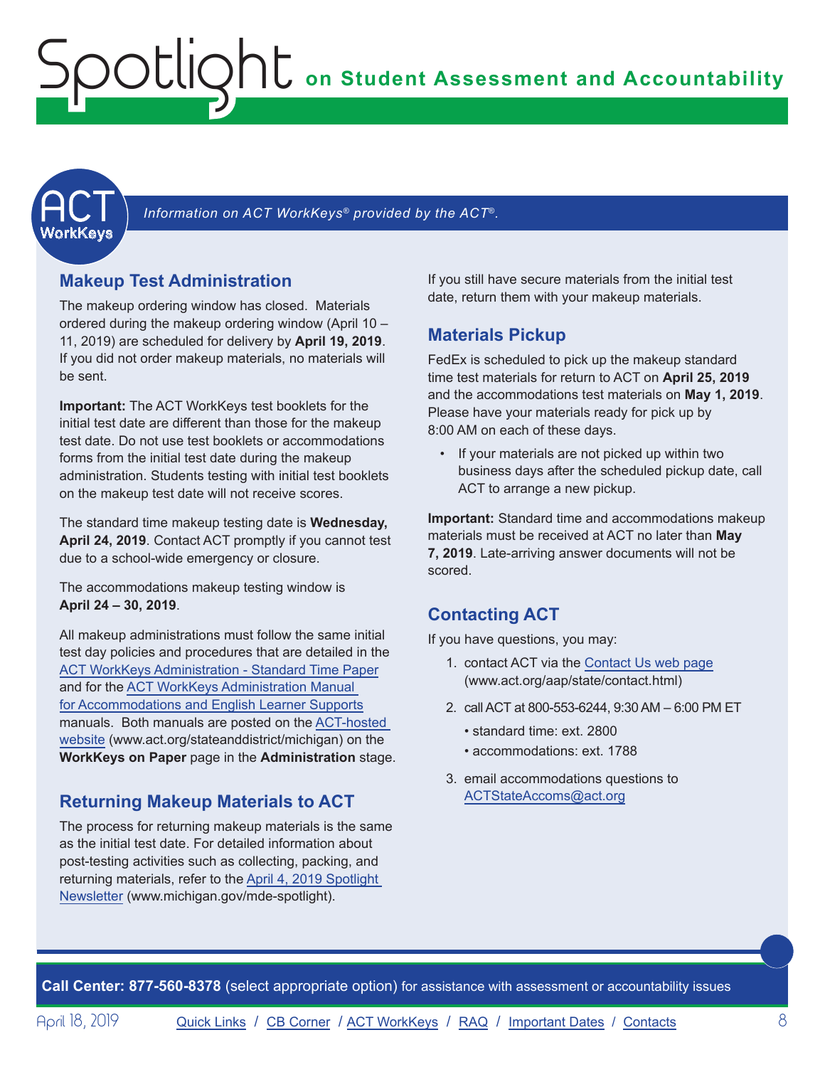*Information on ACT WorkKeys® provided by the ACT®.*

## Makeup Test Administration

The makeup ordering window has closed. Materials ordered during the makeup ordering window (April 10 – 11, 2019) are scheduled for delivery by **April 19, 2019**. If you did not order makeup materials, no materials will be sent.

**Important:** The ACT WorkKeys test booklets for the initial test date are different than those for the makeup test date. Do not use test booklets or accommodations forms from the initial test date during the makeup administration. Students testing with initial test booklets on the makeup test date will not receive scores.

The standard time makeup testing date is **Wednesday, April 24, 2019**. Contact ACT promptly if you cannot test due to a school-wide emergency or closure.

The accommodations makeup testing window is **April 24 – 30, 2019**.

All makeup administrations must follow the same initial test day policies and procedures that are detailed in the ACT WorkKeys Administration - Standard Time Paper and for the ACT WorkKeys Administration Manual for Accommodations and English Learner Supports manuals. Both manuals are posted on the ACT-hosted website (www.act.org/stateanddistrict/michigan) on the **WorkKeys on Paper** page in the **Administration** stage.

## Returning Makeup Materials to ACT

The process for returning makeup materials is the same as the initial test date. For detailed information about post-testing activities such as collecting, packing, and returning materials, refer to the April 4, 2019 Spotlight Newsletter (www.michigan.gov/mde-spotlight).

If you still have secure materials from the initial test date, return them with your makeup materials.

## Materials Pickup

FedEx is scheduled to pick up the makeup standard time test materials for return to ACT on **April 25, 2019** and the accommodations test materials on **May 1, 2019**. Please have your materials ready for pick up by 8:00 AM on each of these days.

- If your materials are not picked up within two business days after the scheduled pickup date, call ACT to arrange a new pickup.

**Important:** Standard time and accommodations makeup materials must be received at ACT no later than **May 7, 2019**. Late-arriving answer documents will not be scored.

## Contacting ACT

If you have questions, you may:

1. contact ACT via the Contact Us web page (www.act.org/aap/state/contact.html)
2. call ACT at 800-553-6244, 9:30 AM – 6:00 PM ET
   - standard time: ext. 2800
   - accommodations: ext. 1788
3. email accommodations questions to ACTStateAccoms@act.org

**Call Center: 877-560-8378** (select appropriate option) for assistance with assessment or accountability issues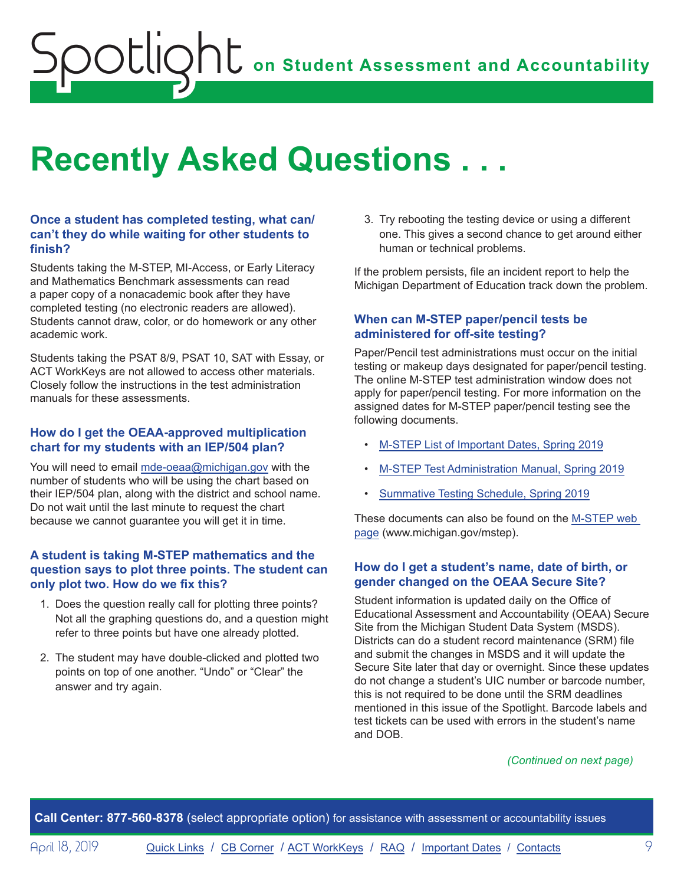# Recently Asked Questions . . .

### Once a student has completed testing, what can/can't they do while waiting for other students to finish?

Students taking the M-STEP, MI-Access, or Early Literacy and Mathematics Benchmark assessments can read a paper copy of a nonacademic book after they have completed testing (no electronic readers are allowed). Students cannot draw, color, or do homework or any other academic work.

Students taking the PSAT 8/9, PSAT 10, SAT with Essay, or ACT WorkKeys are not allowed to access other materials. Closely follow the instructions in the test administration manuals for these assessments.

### How do I get the OEAA-approved multiplication chart for my students with an IEP/504 plan?

You will need to email mde-oeaa@michigan.gov with the number of students who will be using the chart based on their IEP/504 plan, along with the district and school name. Do not wait until the last minute to request the chart because we cannot guarantee you will get it in time.

### A student is taking M-STEP mathematics and the question says to plot three points. The student can only plot two. How do we fix this?

1. Does the question really call for plotting three points? Not all the graphing questions do, and a question might refer to three points but have one already plotted.
2. The student may have double-clicked and plotted two points on top of one another. "Undo" or "Clear" the answer and try again.
3. Try rebooting the testing device or using a different one. This gives a second chance to get around either human or technical problems.

If the problem persists, file an incident report to help the Michigan Department of Education track down the problem.

### When can M-STEP paper/pencil tests be administered for off-site testing?

Paper/Pencil test administrations must occur on the initial testing or makeup days designated for paper/pencil testing. The online M-STEP test administration window does not apply for paper/pencil testing. For more information on the assigned dates for M-STEP paper/pencil testing see the following documents.

- M-STEP List of Important Dates, Spring 2019
- M-STEP Test Administration Manual, Spring 2019
- Summative Testing Schedule, Spring 2019

These documents can also be found on the M-STEP web page (www.michigan.gov/mstep).

### How do I get a student's name, date of birth, or gender changed on the OEAA Secure Site?

Student information is updated daily on the Office of Educational Assessment and Accountability (OEAA) Secure Site from the Michigan Student Data System (MSDS). Districts can do a student record maintenance (SRM) file and submit the changes in MSDS and it will update the Secure Site later that day or overnight. Since these updates do not change a student's UIC number or barcode number, this is not required to be done until the SRM deadlines mentioned in this issue of the Spotlight. Barcode labels and test tickets can be used with errors in the student's name and DOB.

*(Continued on next page)*

**Call Center: 877-560-8378** (select appropriate option) for assistance with assessment or accountability issues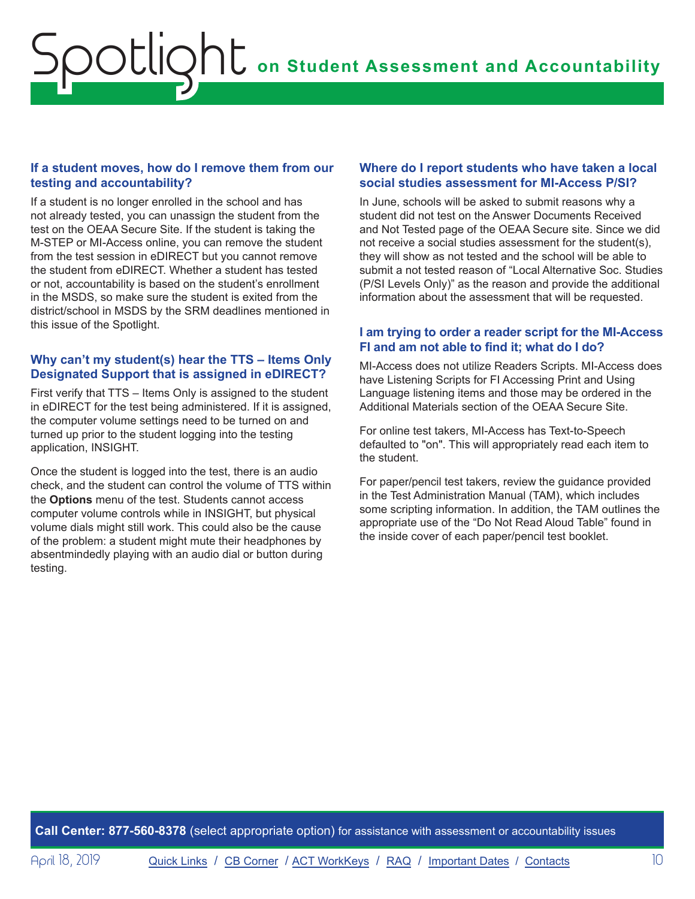### If a student moves, how do I remove them from our testing and accountability?

If a student is no longer enrolled in the school and has not already tested, you can unassign the student from the test on the OEAA Secure Site. If the student is taking the M-STEP or MI-Access online, you can remove the student from the test session in eDIRECT but you cannot remove the student from eDIRECT. Whether a student has tested or not, accountability is based on the student's enrollment in the MSDS, so make sure the student is exited from the district/school in MSDS by the SRM deadlines mentioned in this issue of the Spotlight.

### Why can't my student(s) hear the TTS – Items Only Designated Support that is assigned in eDIRECT?

First verify that TTS – Items Only is assigned to the student in eDIRECT for the test being administered. If it is assigned, the computer volume settings need to be turned on and turned up prior to the student logging into the testing application, INSIGHT.

Once the student is logged into the test, there is an audio check, and the student can control the volume of TTS within the **Options** menu of the test. Students cannot access computer volume controls while in INSIGHT, but physical volume dials might still work. This could also be the cause of the problem: a student might mute their headphones by absentmindedly playing with an audio dial or button during testing.

### Where do I report students who have taken a local social studies assessment for MI-Access P/SI?

In June, schools will be asked to submit reasons why a student did not test on the Answer Documents Received and Not Tested page of the OEAA Secure site. Since we did not receive a social studies assessment for the student(s), they will show as not tested and the school will be able to submit a not tested reason of "Local Alternative Soc. Studies (P/SI Levels Only)" as the reason and provide the additional information about the assessment that will be requested.

### I am trying to order a reader script for the MI-Access FI and am not able to find it; what do I do?

MI-Access does not utilize Readers Scripts. MI-Access does have Listening Scripts for FI Accessing Print and Using Language listening items and those may be ordered in the Additional Materials section of the OEAA Secure Site.

For online test takers, MI-Access has Text-to-Speech defaulted to "on". This will appropriately read each item to the student.

For paper/pencil test takers, review the guidance provided in the Test Administration Manual (TAM), which includes some scripting information. In addition, the TAM outlines the appropriate use of the "Do Not Read Aloud Table" found in the inside cover of each paper/pencil test booklet.

**Call Center: 877-560-8378** (select appropriate option) for assistance with assessment or accountability issues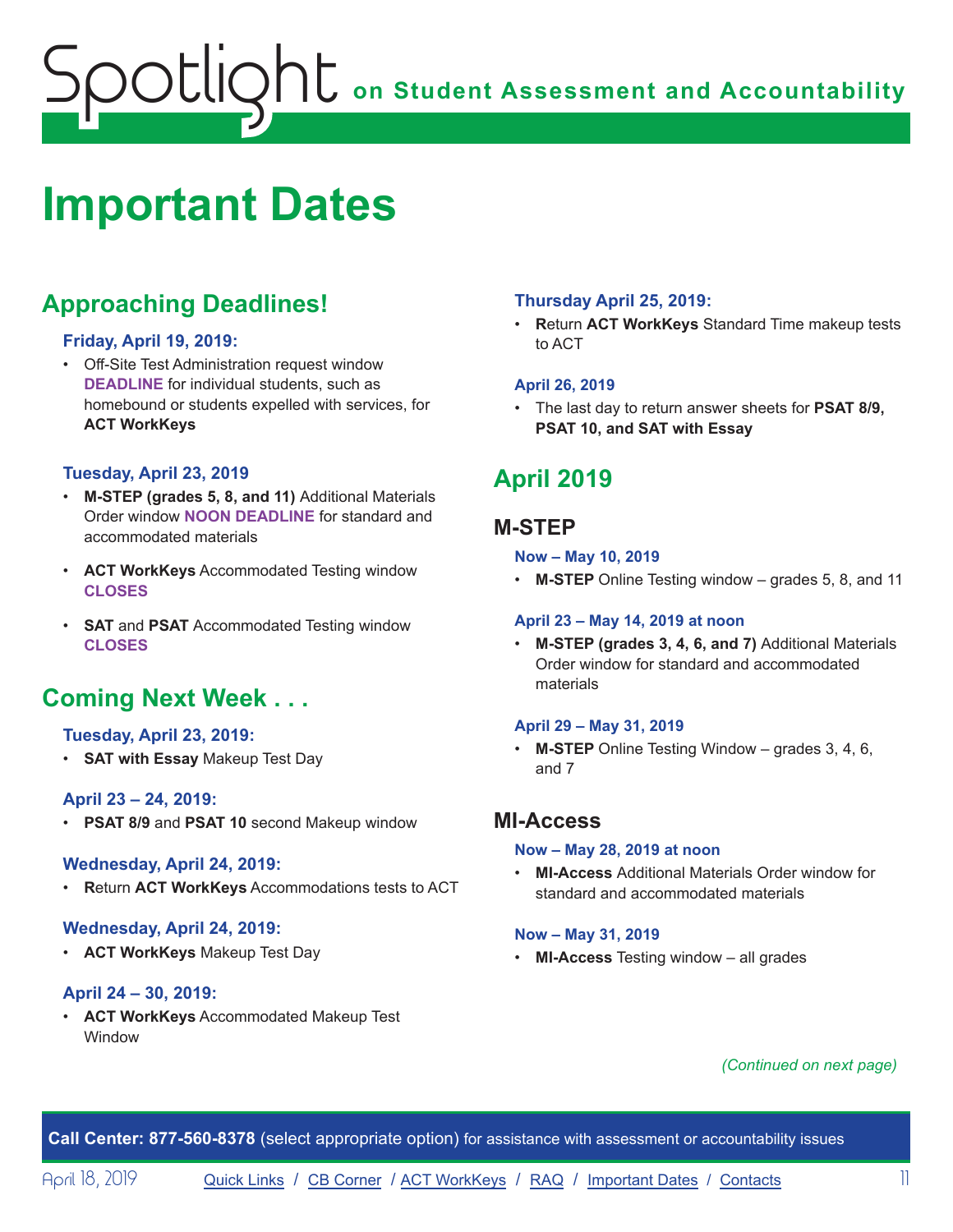# Important Dates

## Approaching Deadlines!

### Friday, April 19, 2019:

- Off-Site Test Administration request window **DEADLINE** for individual students, such as homebound or students expelled with services, for **ACT WorkKeys**

### Tuesday, April 23, 2019

- **M-STEP (grades 5, 8, and 11)** Additional Materials Order window **NOON DEADLINE** for standard and accommodated materials
- **ACT WorkKeys** Accommodated Testing window **CLOSES**
- **SAT** and **PSAT** Accommodated Testing window **CLOSES**

## Coming Next Week . . .

### Tuesday, April 23, 2019:

- **SAT with Essay** Makeup Test Day

### April 23 – 24, 2019:

- **PSAT 8/9** and **PSAT 10** second Makeup window

### Wednesday, April 24, 2019:

- **R**eturn **ACT WorkKeys** Accommodations tests to ACT

### Wednesday, April 24, 2019:

- **ACT WorkKeys** Makeup Test Day

### April 24 – 30, 2019:

- **ACT WorkKeys** Accommodated Makeup Test Window

### Thursday April 25, 2019:

- **R**eturn **ACT WorkKeys** Standard Time makeup tests to ACT

### April 26, 2019

- The last day to return answer sheets for **PSAT 8/9, PSAT 10, and SAT with Essay**

## April 2019

### M-STEP

#### Now – May 10, 2019

- **M-STEP** Online Testing window – grades 5, 8, and 11

#### April 23 – May 14, 2019 at noon

- **M-STEP (grades 3, 4, 6, and 7)** Additional Materials Order window for standard and accommodated materials

#### April 29 – May 31, 2019

- **M-STEP** Online Testing Window – grades 3, 4, 6, and 7

### MI-Access

#### Now – May 28, 2019 at noon

- **MI-Access** Additional Materials Order window for standard and accommodated materials

#### Now – May 31, 2019

- **MI-Access** Testing window – all grades

*(Continued on next page)*

**Call Center: 877-560-8378** (select appropriate option) for assistance with assessment or accountability issues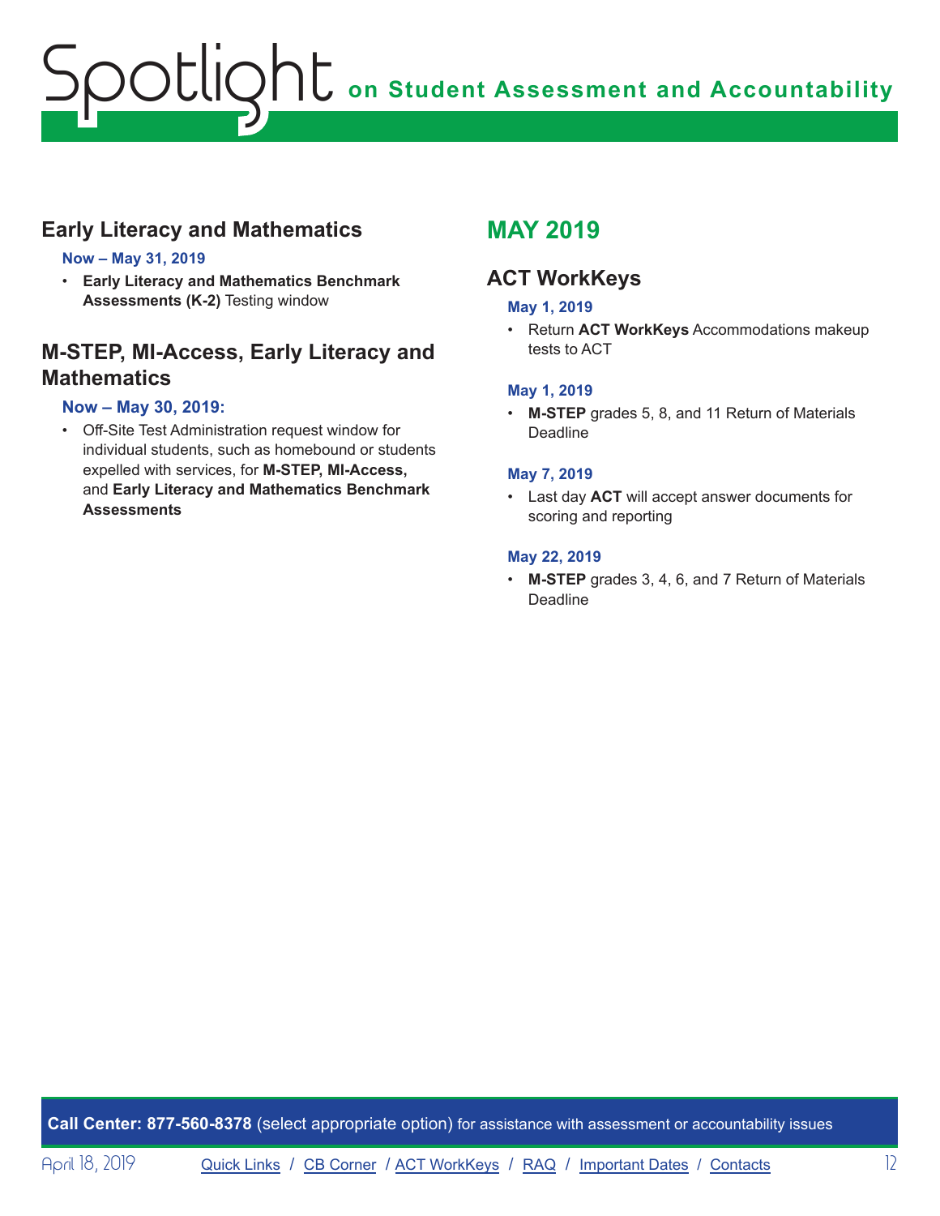## Early Literacy and Mathematics

**Now – May 31, 2019**

- **Early Literacy and Mathematics Benchmark Assessments (K-2)** Testing window

## M-STEP, MI-Access, Early Literacy and Mathematics

**Now – May 30, 2019:**

- Off-Site Test Administration request window for individual students, such as homebound or students expelled with services, for **M-STEP, MI-Access,** and **Early Literacy and Mathematics Benchmark Assessments**

# MAY 2019

## ACT WorkKeys

**May 1, 2019**

- Return **ACT WorkKeys** Accommodations makeup tests to ACT

**May 1, 2019**

- **M-STEP** grades 5, 8, and 11 Return of Materials Deadline

**May 7, 2019**

- Last day **ACT** will accept answer documents for scoring and reporting

**May 22, 2019**

- **M-STEP** grades 3, 4, 6, and 7 Return of Materials Deadline

**Call Center: 877-560-8378** (select appropriate option) for assistance with assessment or accountability issues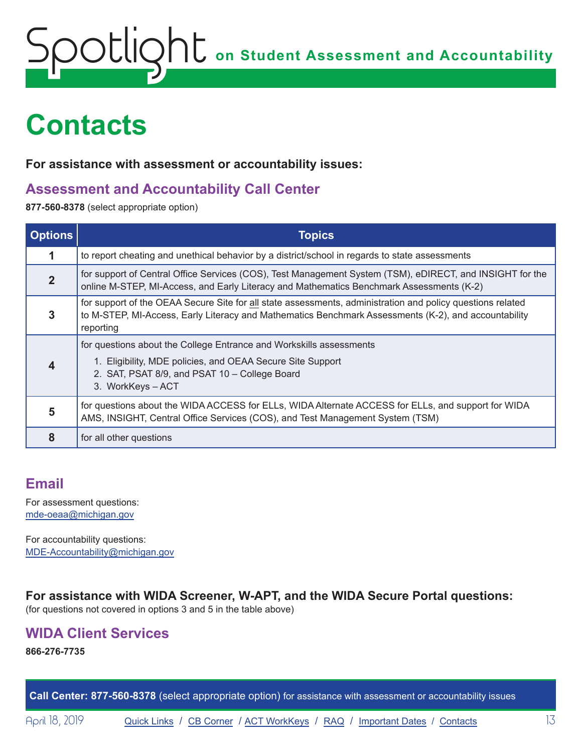# Contacts

**For assistance with assessment or accountability issues:**

## Assessment and Accountability Call Center

**877-560-8378** (select appropriate option)

| Options | Topics |
|---|---|
| **1** | to report cheating and unethical behavior by a district/school in regards to state assessments |
| **2** | for support of Central Office Services (COS), Test Management System (TSM), eDIRECT, and INSIGHT for the online M-STEP, MI-Access, and Early Literacy and Mathematics Benchmark Assessments (K-2) |
| **3** | for support of the OEAA Secure Site for all state assessments, administration and policy questions related to M-STEP, MI-Access, Early Literacy and Mathematics Benchmark Assessments (K-2), and accountability reporting |
| **4** | for questions about the College Entrance and Workskills assessments<br>1. Eligibility, MDE policies, and OEAA Secure Site Support<br>2. SAT, PSAT 8/9, and PSAT 10 – College Board<br>3. WorkKeys – ACT |
| **5** | for questions about the WIDA ACCESS for ELLs, WIDA Alternate ACCESS for ELLs, and support for WIDA AMS, INSIGHT, Central Office Services (COS), and Test Management System (TSM) |
| **8** | for all other questions |

## Email

For assessment questions:
mde-oeaa@michigan.gov

For accountability questions:
MDE-Accountability@michigan.gov

**For assistance with WIDA Screener, W-APT, and the WIDA Secure Portal questions:**
(for questions not covered in options 3 and 5 in the table above)

## WIDA Client Services

**866-276-7735**

**Call Center: 877-560-8378** (select appropriate option) for assistance with assessment or accountability issues